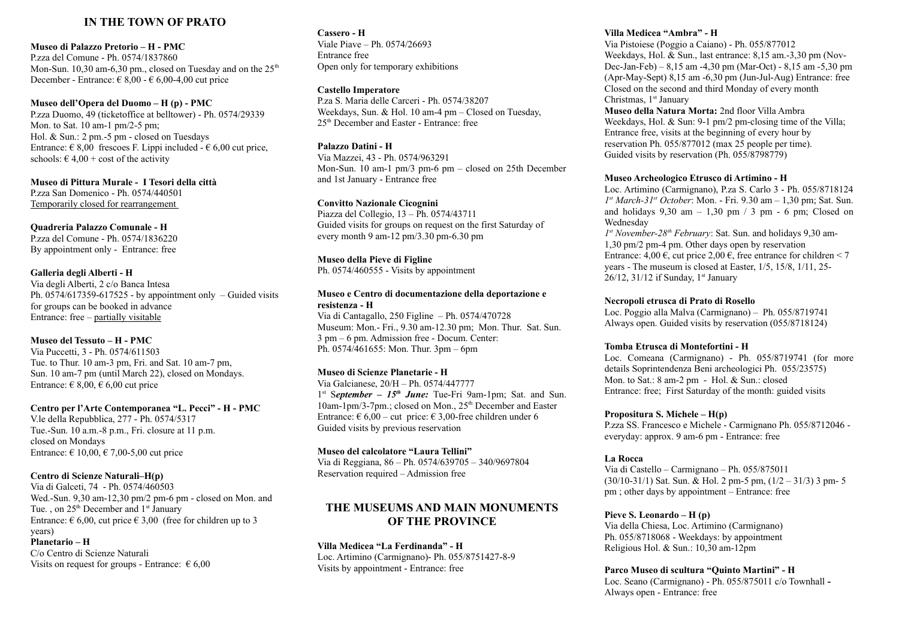## IN THE TOWN OF PRATO

**Museo di Palazzo Pretorio – H - PMC**
P.zza del Comune - Ph. 0574/1837860
Mon-Sun. 10,30 am-6,30 pm., closed on Tuesday and on the 25th December - Entrance: € 8,00 - € 6,00-4,00 cut price

**Museo dell'Opera del Duomo – H (p) - PMC**
P.zza Duomo, 49 (ticketoffice at belltower) - Ph. 0574/29339
Mon. to Sat. 10 am-1 pm/2-5 pm;
Hol. & Sun.: 2 pm.-5 pm - closed on Tuesdays
Entrance: € 8,00 frescoes F. Lippi included - € 6,00 cut price, schools: € 4,00 + cost of the activity

**Museo di Pittura Murale - I Tesori della città**
P.zza San Domenico - Ph. 0574/440501
Temporarily closed for rearrangement

**Quadreria Palazzo Comunale - H**
P.zza del Comune - Ph. 0574/1836220
By appointment only - Entrance: free

**Galleria degli Alberti - H**
Via degli Alberti, 2 c/o Banca Intesa
Ph. 0574/617359-617525 - by appointment only – Guided visits for groups can be booked in advance
Entrance: free – partially visitable

**Museo del Tessuto – H - PMC**
Via Puccetti, 3 - Ph. 0574/611503
Tue. to Thur. 10 am-3 pm, Fri. and Sat. 10 am-7 pm, Sun. 10 am-7 pm (until March 22), closed on Mondays.
Entrance: € 8,00, € 6,00 cut price

**Centro per l'Arte Contemporanea "L. Pecci" - H - PMC**
V.le della Repubblica, 277 - Ph. 0574/5317
Tue.-Sun. 10 a.m.-8 p.m., Fri. closure at 11 p.m.
closed on Mondays
Entrance: € 10,00, € 7,00-5,00 cut price

**Centro di Scienze Naturali–H(p)**
Via di Galceti, 74 - Ph. 0574/460503
Wed.-Sun. 9,30 am-12,30 pm/2 pm-6 pm - closed on Mon. and Tue. , on 25th December and 1st January
Entrance: € 6,00, cut price € 3,00 (free for children up to 3 years)

**Planetario – H**
C/o Centro di Scienze Naturali
Visits on request for groups - Entrance: € 6,00

**Cassero - H**
Viale Piave – Ph. 0574/26693
Entrance free
Open only for temporary exhibitions

**Castello Imperatore**
P.za S. Maria delle Carceri - Ph. 0574/38207
Weekdays, Sun. & Hol. 10 am-4 pm – Closed on Tuesday, 25th December and Easter - Entrance: free

**Palazzo Datini - H**
Via Mazzei, 43 - Ph. 0574/963291
Mon-Sun. 10 am-1 pm/3 pm-6 pm – closed on 25th December and 1st January - Entrance free

**Convitto Nazionale Cicognini**
Piazza del Collegio, 13 – Ph. 0574/43711
Guided visits for groups on request on the first Saturday of every month 9 am-12 pm/3.30 pm-6.30 pm

**Museo della Pieve di Figline**
Ph. 0574/460555 - Visits by appointment

**Museo e Centro di documentazione della deportazione e resistenza - H**
Via di Cantagallo, 250 Figline – Ph. 0574/470728
Museum: Mon.- Fri., 9.30 am-12.30 pm; Mon. Thur. Sat. Sun. 3 pm – 6 pm. Admission free - Docum. Center:
Ph. 0574/461655: Mon. Thur. 3pm – 6pm

**Museo di Scienze Planetarie - H**
Via Galcianese, 20/H – Ph. 0574/447777
1st *September – 15th June:* Tue-Fri 9am-1pm; Sat. and Sun. 10am-1pm/3-7pm.; closed on Mon., 25th December and Easter
Entrance: € 6,00 – cut price: € 3,00-free children under 6
Guided visits by previous reservation

**Museo del calcolatore "Laura Tellini"**
Via di Reggiana, 86 – Ph. 0574/639705 – 340/9697804
Reservation required – Admission free

## THE MUSEUMS AND MAIN MONUMENTS OF THE PROVINCE

**Villa Medicea "La Ferdinanda" - H**
Loc. Artimino (Carmignano)- Ph. 055/8751427-8-9
Visits by appointment - Entrance: free

**Villa Medicea "Ambra" - H**
Via Pistoiese (Poggio a Caiano) - Ph. 055/877012
Weekdays, Hol. & Sun., last entrance: 8,15 am.-3,30 pm (Nov-Dec-Jan-Feb) – 8,15 am -4,30 pm (Mar-Oct) - 8,15 am -5,30 pm (Apr-May-Sept) 8,15 am -6,30 pm (Jun-Jul-Aug) Entrance: free
Closed on the second and third Monday of every month
Christmas, 1st January
**Museo della Natura Morta:** 2nd floor Villa Ambra
Weekdays, Hol. & Sun: 9-1 pm/2 pm-closing time of the Villa; Entrance free, visits at the beginning of every hour by reservation Ph. 055/877012 (max 25 people per time).
Guided visits by reservation (Ph. 055/8798779)

**Museo Archeologico Etrusco di Artimino - H**
Loc. Artimino (Carmignano), P.za S. Carlo 3 - Ph. 055/8718124
*1st March-31st October*: Mon. - Fri. 9.30 am – 1,30 pm; Sat. Sun. and holidays 9,30 am – 1,30 pm / 3 pm - 6 pm; Closed on Wednesday
*1st November-28th February*: Sat. Sun. and holidays 9,30 am-1,30 pm/2 pm-4 pm. Other days open by reservation
Entrance: 4,00 €, cut price 2,00 €, free entrance for children < 7 years - The museum is closed at Easter, 1/5, 15/8, 1/11, 25-26/12, 31/12 if Sunday, 1st January

**Necropoli etrusca di Prato di Rosello**
Loc. Poggio alla Malva (Carmignano) – Ph. 055/8719741
Always open. Guided visits by reservation (055/8718124)

**Tomba Etrusca di Montefortini - H**
Loc. Comeana (Carmignano) - Ph. 055/8719741 (for more details Soprintendenza Beni archeologici Ph. 055/23575)
Mon. to Sat.: 8 am-2 pm - Hol. & Sun.: closed
Entrance: free; First Saturday of the month: guided visits

**Propositura S. Michele – H(p)**
P.zza SS. Francesco e Michele - Carmignano Ph. 055/8712046 - everyday: approx. 9 am-6 pm - Entrance: free

**La Rocca**
Via di Castello – Carmignano – Ph. 055/875011
(30/10-31/1) Sat. Sun. & Hol. 2 pm-5 pm, (1/2 – 31/3) 3 pm- 5 pm ; other days by appointment – Entrance: free

**Pieve S. Leonardo – H (p)**
Via della Chiesa, Loc. Artimino (Carmignano)
Ph. 055/8718068 - Weekdays: by appointment
Religious Hol. & Sun.: 10,30 am-12pm

**Parco Museo di scultura "Quinto Martini" - H**
Loc. Seano (Carmignano) - Ph. 055/875011 c/o Townhall - Always open - Entrance: free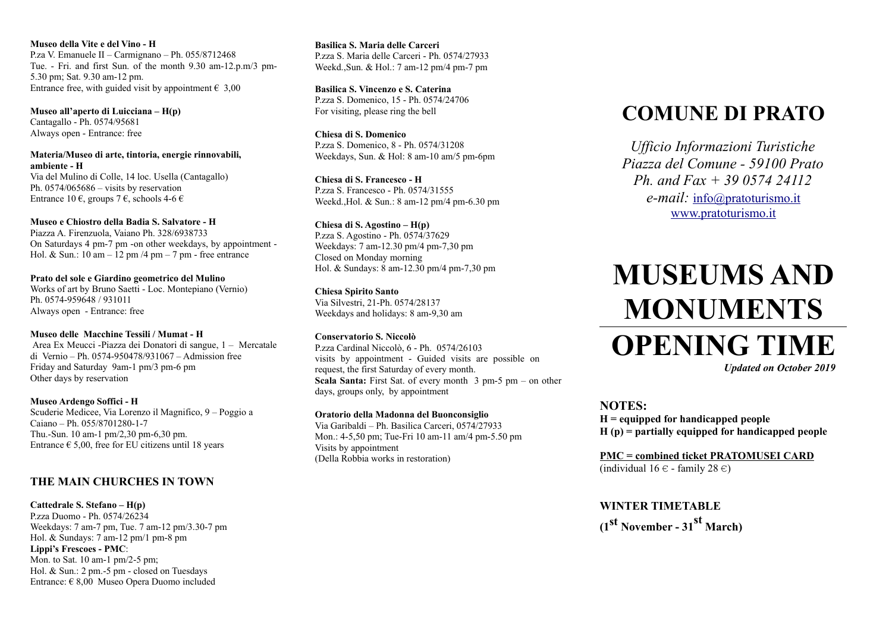**Museo della Vite e del Vino - H**
P.za V. Emanuele II – Carmignano – Ph. 055/8712468
Tue. - Fri. and first Sun. of the month 9.30 am-12.p.m/3 pm-5.30 pm; Sat. 9.30 am-12 pm.
Entrance free, with guided visit by appointment € 3,00

**Museo all'aperto di Luicciana – H(p)**
Cantagallo - Ph. 0574/95681
Always open - Entrance: free

**Materia/Museo di arte, tintoria, energie rinnovabili, ambiente - H**
Via del Mulino di Colle, 14 loc. Usella (Cantagallo)
Ph. 0574/065686 – visits by reservation
Entrance 10 €, groups 7 €, schools 4-6 €

**Museo e Chiostro della Badia S. Salvatore - H**
Piazza A. Firenzuola, Vaiano Ph. 328/6938733
On Saturdays 4 pm-7 pm -on other weekdays, by appointment - Hol. & Sun.: 10 am – 12 pm /4 pm – 7 pm - free entrance

**Prato del sole e Giardino geometrico del Mulino**
Works of art by Bruno Saetti - Loc. Montepiano (Vernio)
Ph. 0574-959648 / 931011
Always open - Entrance: free

**Museo delle Macchine Tessili / Mumat - H**
Area Ex Meucci -Piazza dei Donatori di sangue, 1 – Mercatale di Vernio – Ph. 0574-950478/931067 – Admission free
Friday and Saturday 9am-1 pm/3 pm-6 pm
Other days by reservation

**Museo Ardengo Soffici - H**
Scuderie Medicee, Via Lorenzo il Magnifico, 9 – Poggio a Caiano – Ph. 055/8701280-1-7
Thu.-Sun. 10 am-1 pm/2,30 pm-6,30 pm.
Entrance € 5,00, free for EU citizens until 18 years

## THE MAIN CHURCHES IN TOWN

**Cattedrale S. Stefano – H(p)**
P.zza Duomo - Ph. 0574/26234
Weekdays: 7 am-7 pm, Tue. 7 am-12 pm/3.30-7 pm
Hol. & Sundays: 7 am-12 pm/1 pm-8 pm
**Lippi's Frescoes - PMC**:
Mon. to Sat. 10 am-1 pm/2-5 pm;
Hol. & Sun.: 2 pm.-5 pm - closed on Tuesdays
Entrance: € 8,00 Museo Opera Duomo included

**Basilica S. Maria delle Carceri**
P.zza S. Maria delle Carceri - Ph. 0574/27933
Weekd.,Sun. & Hol.: 7 am-12 pm/4 pm-7 pm

**Basilica S. Vincenzo e S. Caterina**
P.zza S. Domenico, 15 - Ph. 0574/24706
For visiting, please ring the bell

**Chiesa di S. Domenico**
P.zza S. Domenico, 8 - Ph. 0574/31208
Weekdays, Sun. & Hol: 8 am-10 am/5 pm-6pm

**Chiesa di S. Francesco - H**
P.zza S. Francesco - Ph. 0574/31555
Weekd.,Hol. & Sun.: 8 am-12 pm/4 pm-6.30 pm

**Chiesa di S. Agostino – H(p)**
P.zza S. Agostino - Ph. 0574/37629
Weekdays: 7 am-12.30 pm/4 pm-7,30 pm
Closed on Monday morning
Hol. & Sundays: 8 am-12.30 pm/4 pm-7,30 pm

**Chiesa Spirito Santo**
Via Silvestri, 21-Ph. 0574/28137
Weekdays and holidays: 8 am-9,30 am

**Conservatorio S. Niccolò**
P.zza Cardinal Niccolò, 6 - Ph. 0574/26103
visits by appointment - Guided visits are possible on request, the first Saturday of every month.
**Scala Santa:** First Sat. of every month 3 pm-5 pm – on other days, groups only, by appointment

**Oratorio della Madonna del Buonconsiglio**
Via Garibaldi – Ph. Basilica Carceri, 0574/27933
Mon.: 4-5,50 pm; Tue-Fri 10 am-11 am/4 pm-5.50 pm
Visits by appointment
(Della Robbia works in restoration)

# COMUNE DI PRATO

*Ufficio Informazioni Turistiche*
*Piazza del Comune - 59100 Prato*
*Ph. and Fax + 39 0574 24112*
*e-mail:* info@pratoturismo.it
www.pratoturismo.it

# MUSEUMS AND MONUMENTS

# OPENING TIME

*Updated on October 2019*

## NOTES:

**H = equipped for handicapped people**
**H (p) = partially equipped for handicapped people**

**PMC = combined ticket PRATOMUSEI CARD**
(individual 16 € - family 28 €)

## WINTER TIMETABLE

**(1st November - 31st March)**